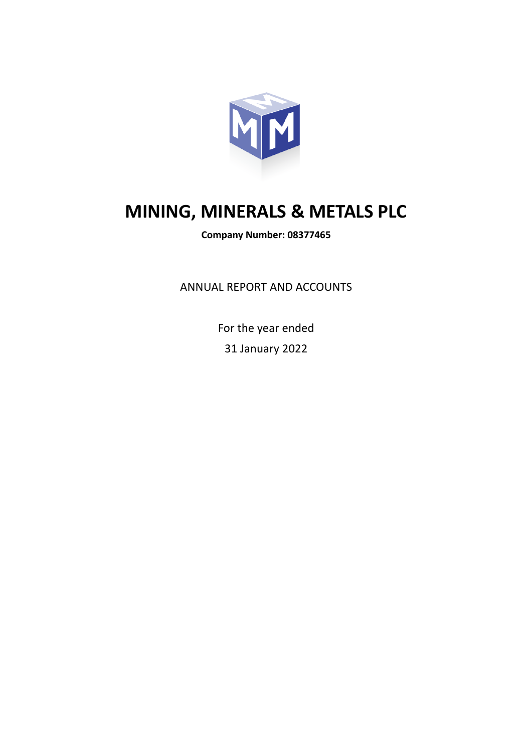# MINING, MINERALS & METALS PLC

**Company Number: 08377465**

ANNUAL REPORT AND ACCOUNTS

For the year ended

31 January 2022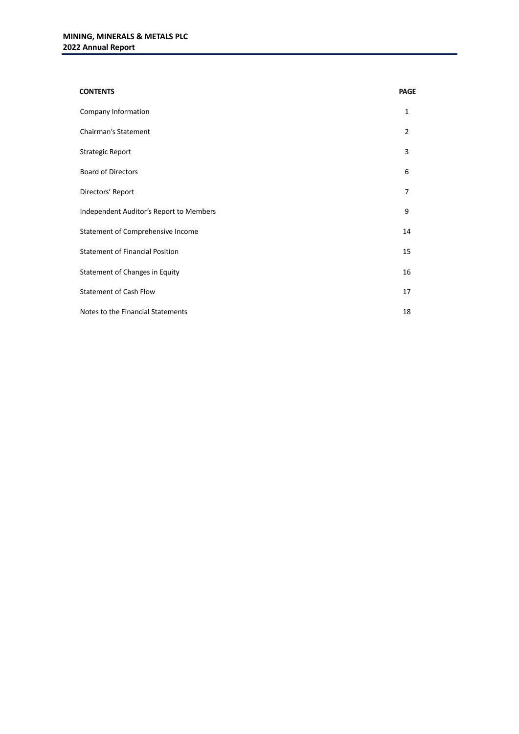| CONTENTS | PAGE |
|---|---|
| Company Information | 1 |
| Chairman's Statement | 2 |
| Strategic Report | 3 |
| Board of Directors | 6 |
| Directors' Report | 7 |
| Independent Auditor's Report to Members | 9 |
| Statement of Comprehensive Income | 14 |
| Statement of Financial Position | 15 |
| Statement of Changes in Equity | 16 |
| Statement of Cash Flow | 17 |
| Notes to the Financial Statements | 18 |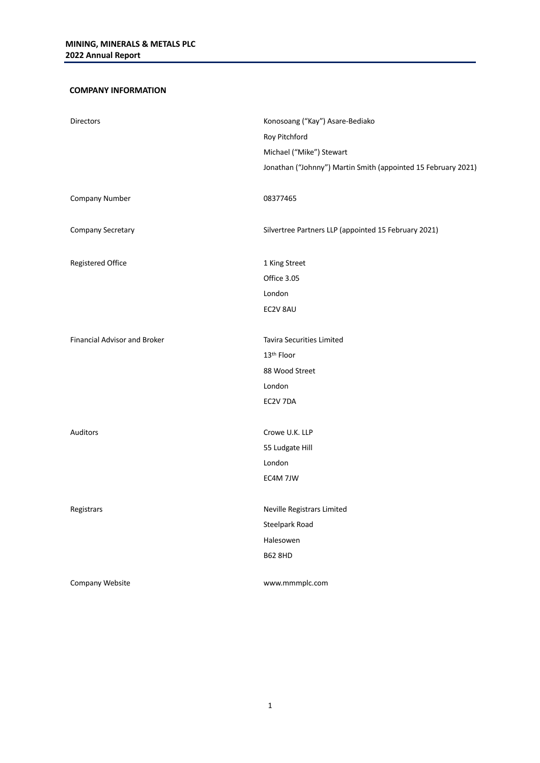## COMPANY INFORMATION

| | |
|---|---|
| Directors | Konosoang ("Kay") Asare-Bediako<br>Roy Pitchford<br>Michael ("Mike") Stewart<br>Jonathan ("Johnny") Martin Smith (appointed 15 February 2021) |
| Company Number | 08377465 |
| Company Secretary | Silvertree Partners LLP (appointed 15 February 2021) |
| Registered Office | 1 King Street<br>Office 3.05<br>London<br>EC2V 8AU |
| Financial Advisor and Broker | Tavira Securities Limited<br>13th Floor<br>88 Wood Street<br>London<br>EC2V 7DA |
| Auditors | Crowe U.K. LLP<br>55 Ludgate Hill<br>London<br>EC4M 7JW |
| Registrars | Neville Registrars Limited<br>Steelpark Road<br>Halesowen<br>B62 8HD |
| Company Website | www.mmmplc.com |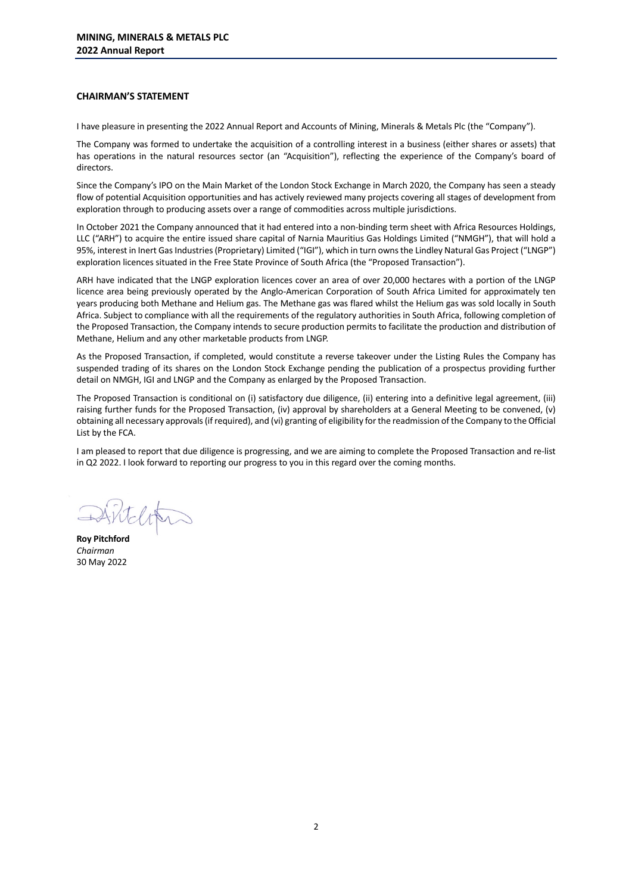## CHAIRMAN'S STATEMENT

I have pleasure in presenting the 2022 Annual Report and Accounts of Mining, Minerals & Metals Plc (the "Company").

The Company was formed to undertake the acquisition of a controlling interest in a business (either shares or assets) that has operations in the natural resources sector (an "Acquisition"), reflecting the experience of the Company's board of directors.

Since the Company's IPO on the Main Market of the London Stock Exchange in March 2020, the Company has seen a steady flow of potential Acquisition opportunities and has actively reviewed many projects covering all stages of development from exploration through to producing assets over a range of commodities across multiple jurisdictions.

In October 2021 the Company announced that it had entered into a non-binding term sheet with Africa Resources Holdings, LLC ("ARH") to acquire the entire issued share capital of Narnia Mauritius Gas Holdings Limited ("NMGH"), that will hold a 95%, interest in Inert Gas Industries (Proprietary) Limited ("IGI"), which in turn owns the Lindley Natural Gas Project ("LNGP") exploration licences situated in the Free State Province of South Africa (the "Proposed Transaction").

ARH have indicated that the LNGP exploration licences cover an area of over 20,000 hectares with a portion of the LNGP licence area being previously operated by the Anglo-American Corporation of South Africa Limited for approximately ten years producing both Methane and Helium gas. The Methane gas was flared whilst the Helium gas was sold locally in South Africa. Subject to compliance with all the requirements of the regulatory authorities in South Africa, following completion of the Proposed Transaction, the Company intends to secure production permits to facilitate the production and distribution of Methane, Helium and any other marketable products from LNGP.

As the Proposed Transaction, if completed, would constitute a reverse takeover under the Listing Rules the Company has suspended trading of its shares on the London Stock Exchange pending the publication of a prospectus providing further detail on NMGH, IGI and LNGP and the Company as enlarged by the Proposed Transaction.

The Proposed Transaction is conditional on (i) satisfactory due diligence, (ii) entering into a definitive legal agreement, (iii) raising further funds for the Proposed Transaction, (iv) approval by shareholders at a General Meeting to be convened, (v) obtaining all necessary approvals (if required), and (vi) granting of eligibility for the readmission of the Company to the Official List by the FCA.

I am pleased to report that due diligence is progressing, and we are aiming to complete the Proposed Transaction and re-list in Q2 2022. I look forward to reporting our progress to you in this regard over the coming months.

**Roy Pitchford**
*Chairman*
30 May 2022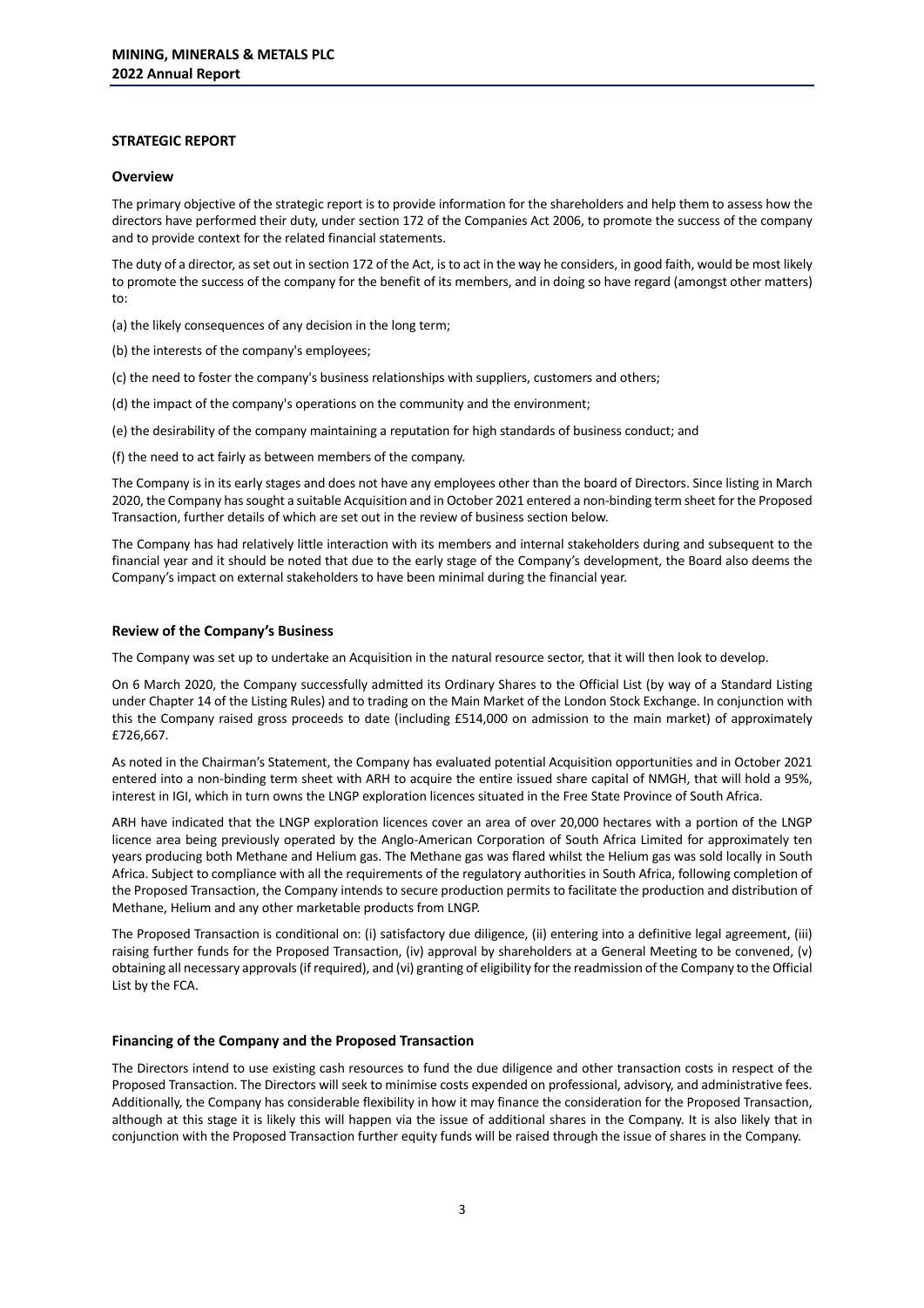## STRATEGIC REPORT

### Overview

The primary objective of the strategic report is to provide information for the shareholders and help them to assess how the directors have performed their duty, under section 172 of the Companies Act 2006, to promote the success of the company and to provide context for the related financial statements.

The duty of a director, as set out in section 172 of the Act, is to act in the way he considers, in good faith, would be most likely to promote the success of the company for the benefit of its members, and in doing so have regard (amongst other matters) to:

(a) the likely consequences of any decision in the long term;

(b) the interests of the company's employees;

(c) the need to foster the company's business relationships with suppliers, customers and others;

(d) the impact of the company's operations on the community and the environment;

(e) the desirability of the company maintaining a reputation for high standards of business conduct; and

(f) the need to act fairly as between members of the company.

The Company is in its early stages and does not have any employees other than the board of Directors. Since listing in March 2020, the Company has sought a suitable Acquisition and in October 2021 entered a non-binding term sheet for the Proposed Transaction, further details of which are set out in the review of business section below.

The Company has had relatively little interaction with its members and internal stakeholders during and subsequent to the financial year and it should be noted that due to the early stage of the Company's development, the Board also deems the Company's impact on external stakeholders to have been minimal during the financial year.

### Review of the Company's Business

The Company was set up to undertake an Acquisition in the natural resource sector, that it will then look to develop.

On 6 March 2020, the Company successfully admitted its Ordinary Shares to the Official List (by way of a Standard Listing under Chapter 14 of the Listing Rules) and to trading on the Main Market of the London Stock Exchange. In conjunction with this the Company raised gross proceeds to date (including £514,000 on admission to the main market) of approximately £726,667.

As noted in the Chairman's Statement, the Company has evaluated potential Acquisition opportunities and in October 2021 entered into a non-binding term sheet with ARH to acquire the entire issued share capital of NMGH, that will hold a 95%, interest in IGI, which in turn owns the LNGP exploration licences situated in the Free State Province of South Africa.

ARH have indicated that the LNGP exploration licences cover an area of over 20,000 hectares with a portion of the LNGP licence area being previously operated by the Anglo-American Corporation of South Africa Limited for approximately ten years producing both Methane and Helium gas. The Methane gas was flared whilst the Helium gas was sold locally in South Africa. Subject to compliance with all the requirements of the regulatory authorities in South Africa, following completion of the Proposed Transaction, the Company intends to secure production permits to facilitate the production and distribution of Methane, Helium and any other marketable products from LNGP.

The Proposed Transaction is conditional on: (i) satisfactory due diligence, (ii) entering into a definitive legal agreement, (iii) raising further funds for the Proposed Transaction, (iv) approval by shareholders at a General Meeting to be convened, (v) obtaining all necessary approvals (if required), and (vi) granting of eligibility for the readmission of the Company to the Official List by the FCA.

### Financing of the Company and the Proposed Transaction

The Directors intend to use existing cash resources to fund the due diligence and other transaction costs in respect of the Proposed Transaction. The Directors will seek to minimise costs expended on professional, advisory, and administrative fees. Additionally, the Company has considerable flexibility in how it may finance the consideration for the Proposed Transaction, although at this stage it is likely this will happen via the issue of additional shares in the Company. It is also likely that in conjunction with the Proposed Transaction further equity funds will be raised through the issue of shares in the Company.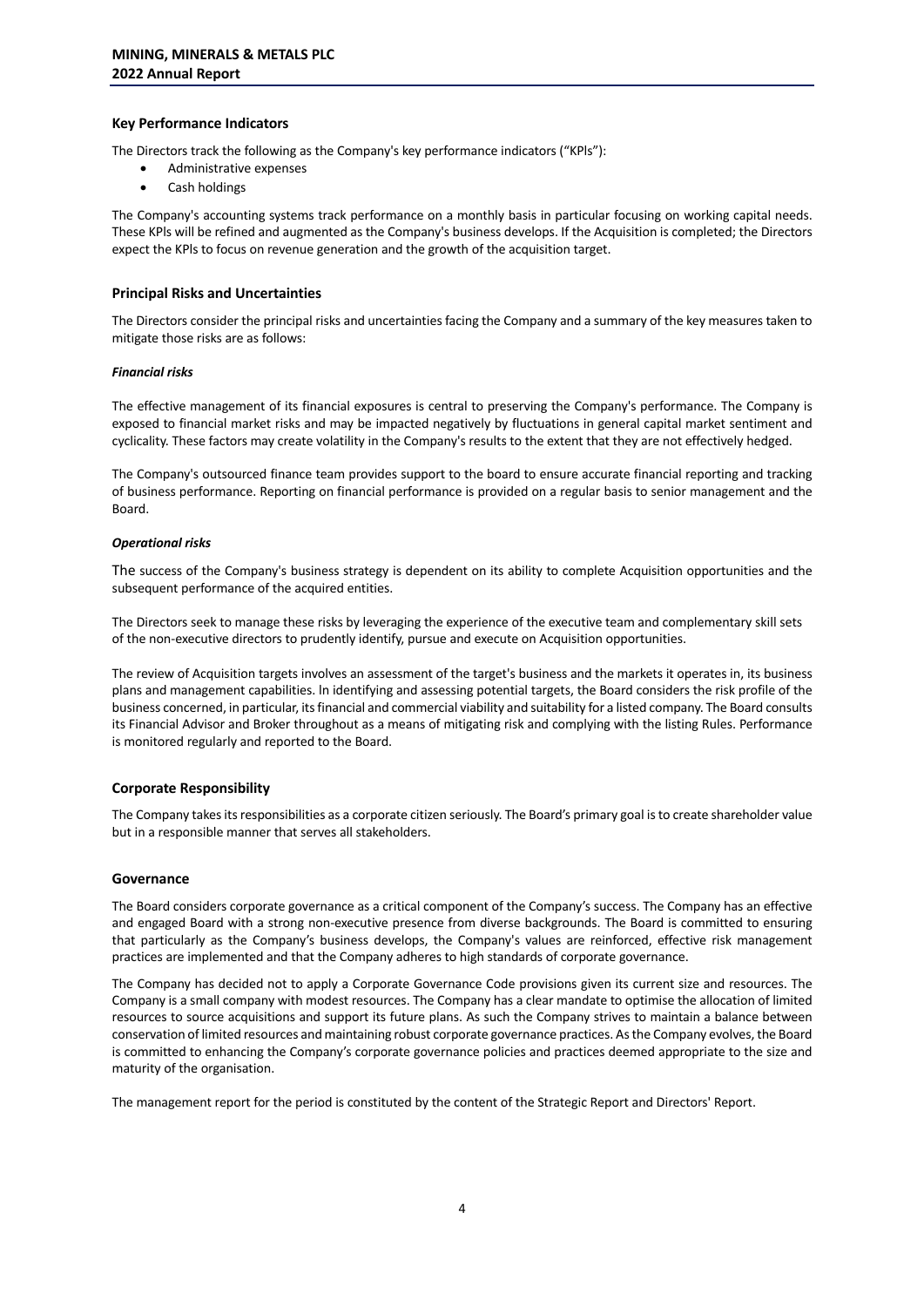## Key Performance Indicators

The Directors track the following as the Company's key performance indicators ("KPIs"):

- Administrative expenses
- Cash holdings

The Company's accounting systems track performance on a monthly basis in particular focusing on working capital needs. These KPls will be refined and augmented as the Company's business develops. If the Acquisition is completed; the Directors expect the KPls to focus on revenue generation and the growth of the acquisition target.

## Principal Risks and Uncertainties

The Directors consider the principal risks and uncertainties facing the Company and a summary of the key measures taken to mitigate those risks are as follows:

***Financial risks***

The effective management of its financial exposures is central to preserving the Company's performance. The Company is exposed to financial market risks and may be impacted negatively by fluctuations in general capital market sentiment and cyclicality. These factors may create volatility in the Company's results to the extent that they are not effectively hedged.

The Company's outsourced finance team provides support to the board to ensure accurate financial reporting and tracking of business performance. Reporting on financial performance is provided on a regular basis to senior management and the Board.

***Operational risks***

The success of the Company's business strategy is dependent on its ability to complete Acquisition opportunities and the subsequent performance of the acquired entities.

The Directors seek to manage these risks by leveraging the experience of the executive team and complementary skill sets of the non-executive directors to prudently identify, pursue and execute on Acquisition opportunities.

The review of Acquisition targets involves an assessment of the target's business and the markets it operates in, its business plans and management capabilities. ln identifying and assessing potential targets, the Board considers the risk profile of the business concerned, in particular, its financial and commercial viability and suitability for a listed company. The Board consults its Financial Advisor and Broker throughout as a means of mitigating risk and complying with the listing Rules. Performance is monitored regularly and reported to the Board.

## Corporate Responsibility

The Company takes its responsibilities as a corporate citizen seriously. The Board's primary goal is to create shareholder value but in a responsible manner that serves all stakeholders.

## Governance

The Board considers corporate governance as a critical component of the Company's success. The Company has an effective and engaged Board with a strong non-executive presence from diverse backgrounds. The Board is committed to ensuring that particularly as the Company's business develops, the Company's values are reinforced, effective risk management practices are implemented and that the Company adheres to high standards of corporate governance.

The Company has decided not to apply a Corporate Governance Code provisions given its current size and resources. The Company is a small company with modest resources. The Company has a clear mandate to optimise the allocation of limited resources to source acquisitions and support its future plans. As such the Company strives to maintain a balance between conservation of limited resources and maintaining robust corporate governance practices. As the Company evolves, the Board is committed to enhancing the Company's corporate governance policies and practices deemed appropriate to the size and maturity of the organisation.

The management report for the period is constituted by the content of the Strategic Report and Directors' Report.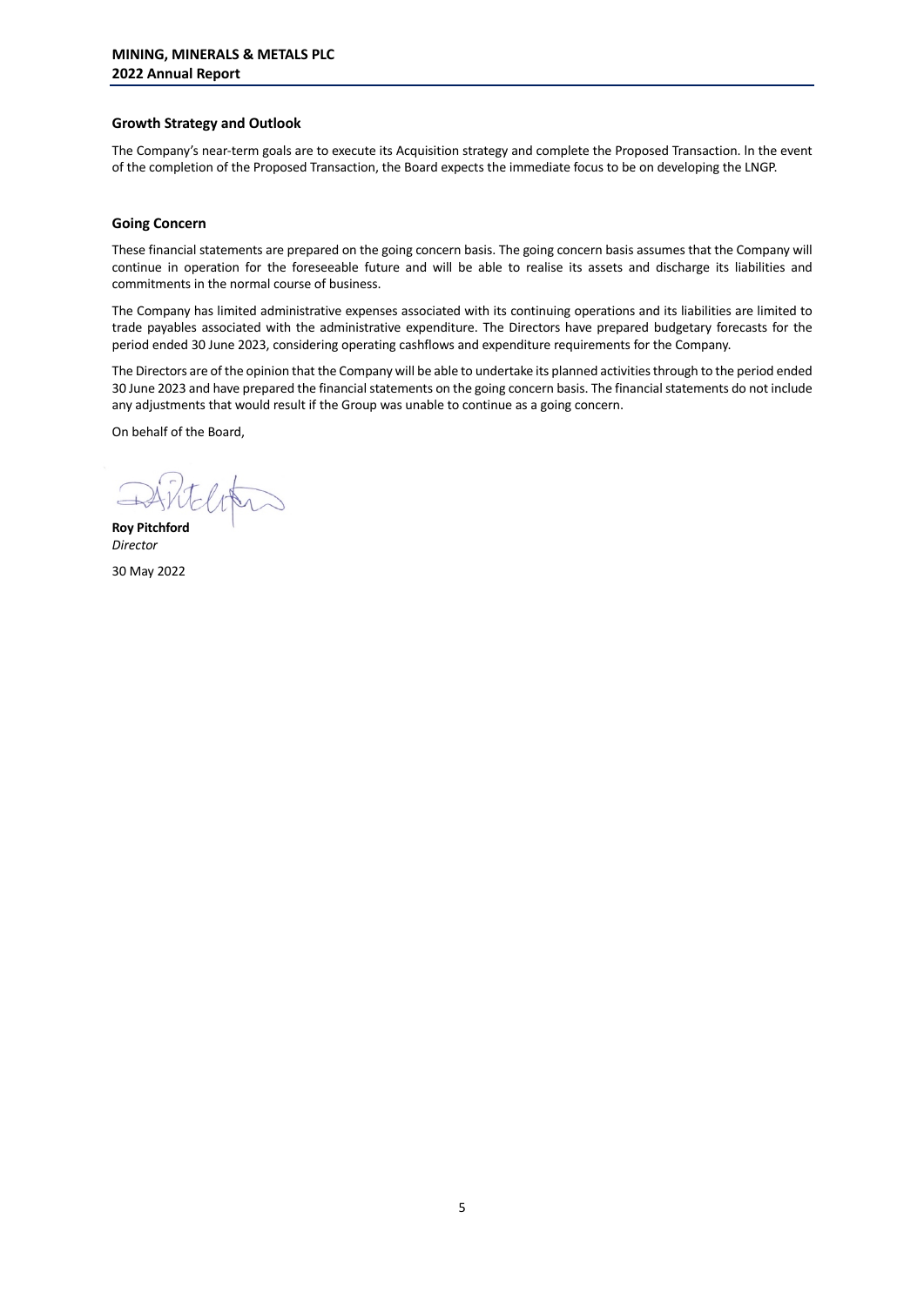## Growth Strategy and Outlook

The Company's near-term goals are to execute its Acquisition strategy and complete the Proposed Transaction. In the event of the completion of the Proposed Transaction, the Board expects the immediate focus to be on developing the LNGP.

## Going Concern

These financial statements are prepared on the going concern basis. The going concern basis assumes that the Company will continue in operation for the foreseeable future and will be able to realise its assets and discharge its liabilities and commitments in the normal course of business.

The Company has limited administrative expenses associated with its continuing operations and its liabilities are limited to trade payables associated with the administrative expenditure. The Directors have prepared budgetary forecasts for the period ended 30 June 2023, considering operating cashflows and expenditure requirements for the Company.

The Directors are of the opinion that the Company will be able to undertake its planned activities through to the period ended 30 June 2023 and have prepared the financial statements on the going concern basis. The financial statements do not include any adjustments that would result if the Group was unable to continue as a going concern.

On behalf of the Board,

**Roy Pitchford**
*Director*

30 May 2022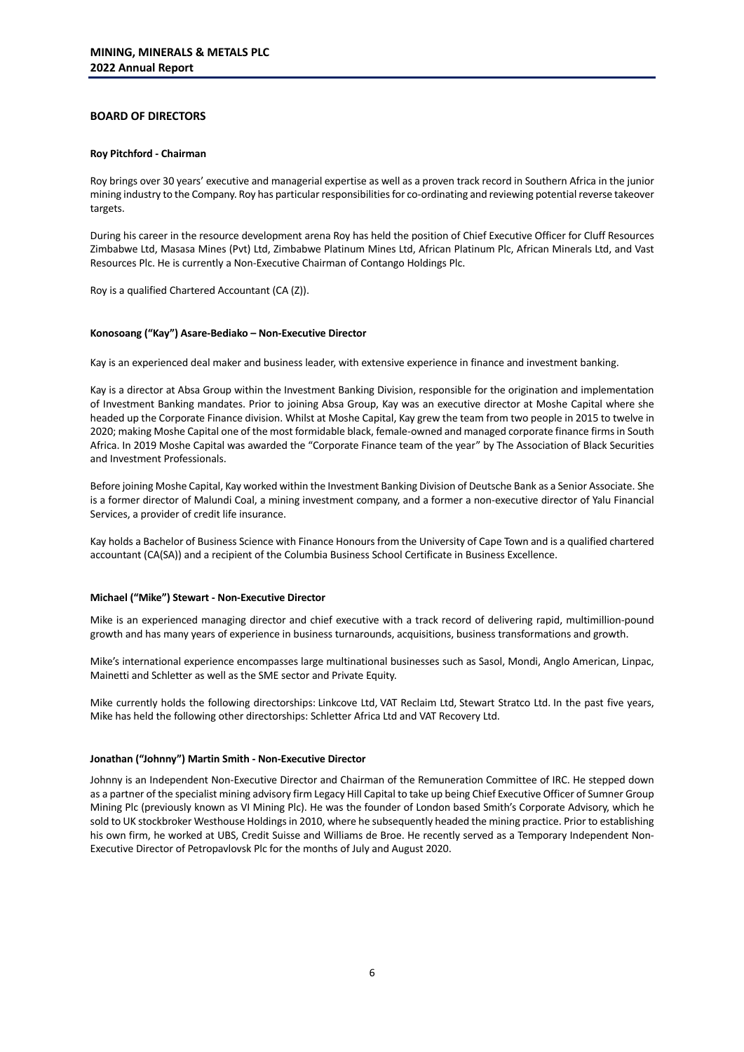## BOARD OF DIRECTORS

### Roy Pitchford - Chairman

Roy brings over 30 years' executive and managerial expertise as well as a proven track record in Southern Africa in the junior mining industry to the Company. Roy has particular responsibilities for co-ordinating and reviewing potential reverse takeover targets.

During his career in the resource development arena Roy has held the position of Chief Executive Officer for Cluff Resources Zimbabwe Ltd, Masasa Mines (Pvt) Ltd, Zimbabwe Platinum Mines Ltd, African Platinum Plc, African Minerals Ltd, and Vast Resources Plc. He is currently a Non-Executive Chairman of Contango Holdings Plc.

Roy is a qualified Chartered Accountant (CA (Z)).

### Konosoang ("Kay") Asare-Bediako – Non-Executive Director

Kay is an experienced deal maker and business leader, with extensive experience in finance and investment banking.

Kay is a director at Absa Group within the Investment Banking Division, responsible for the origination and implementation of Investment Banking mandates. Prior to joining Absa Group, Kay was an executive director at Moshe Capital where she headed up the Corporate Finance division. Whilst at Moshe Capital, Kay grew the team from two people in 2015 to twelve in 2020; making Moshe Capital one of the most formidable black, female-owned and managed corporate finance firms in South Africa. In 2019 Moshe Capital was awarded the "Corporate Finance team of the year" by The Association of Black Securities and Investment Professionals.

Before joining Moshe Capital, Kay worked within the Investment Banking Division of Deutsche Bank as a Senior Associate. She is a former director of Malundi Coal, a mining investment company, and a former a non-executive director of Yalu Financial Services, a provider of credit life insurance.

Kay holds a Bachelor of Business Science with Finance Honours from the University of Cape Town and is a qualified chartered accountant (CA(SA)) and a recipient of the Columbia Business School Certificate in Business Excellence.

### Michael ("Mike") Stewart - Non-Executive Director

Mike is an experienced managing director and chief executive with a track record of delivering rapid, multimillion-pound growth and has many years of experience in business turnarounds, acquisitions, business transformations and growth.

Mike's international experience encompasses large multinational businesses such as Sasol, Mondi, Anglo American, Linpac, Mainetti and Schletter as well as the SME sector and Private Equity.

Mike currently holds the following directorships: Linkcove Ltd, VAT Reclaim Ltd, Stewart Stratco Ltd. In the past five years, Mike has held the following other directorships: Schletter Africa Ltd and VAT Recovery Ltd.

### Jonathan ("Johnny") Martin Smith - Non-Executive Director

Johnny is an Independent Non-Executive Director and Chairman of the Remuneration Committee of IRC. He stepped down as a partner of the specialist mining advisory firm Legacy Hill Capital to take up being Chief Executive Officer of Sumner Group Mining Plc (previously known as VI Mining Plc). He was the founder of London based Smith's Corporate Advisory, which he sold to UK stockbroker Westhouse Holdings in 2010, where he subsequently headed the mining practice. Prior to establishing his own firm, he worked at UBS, Credit Suisse and Williams de Broe. He recently served as a Temporary Independent Non-Executive Director of Petropavlovsk Plc for the months of July and August 2020.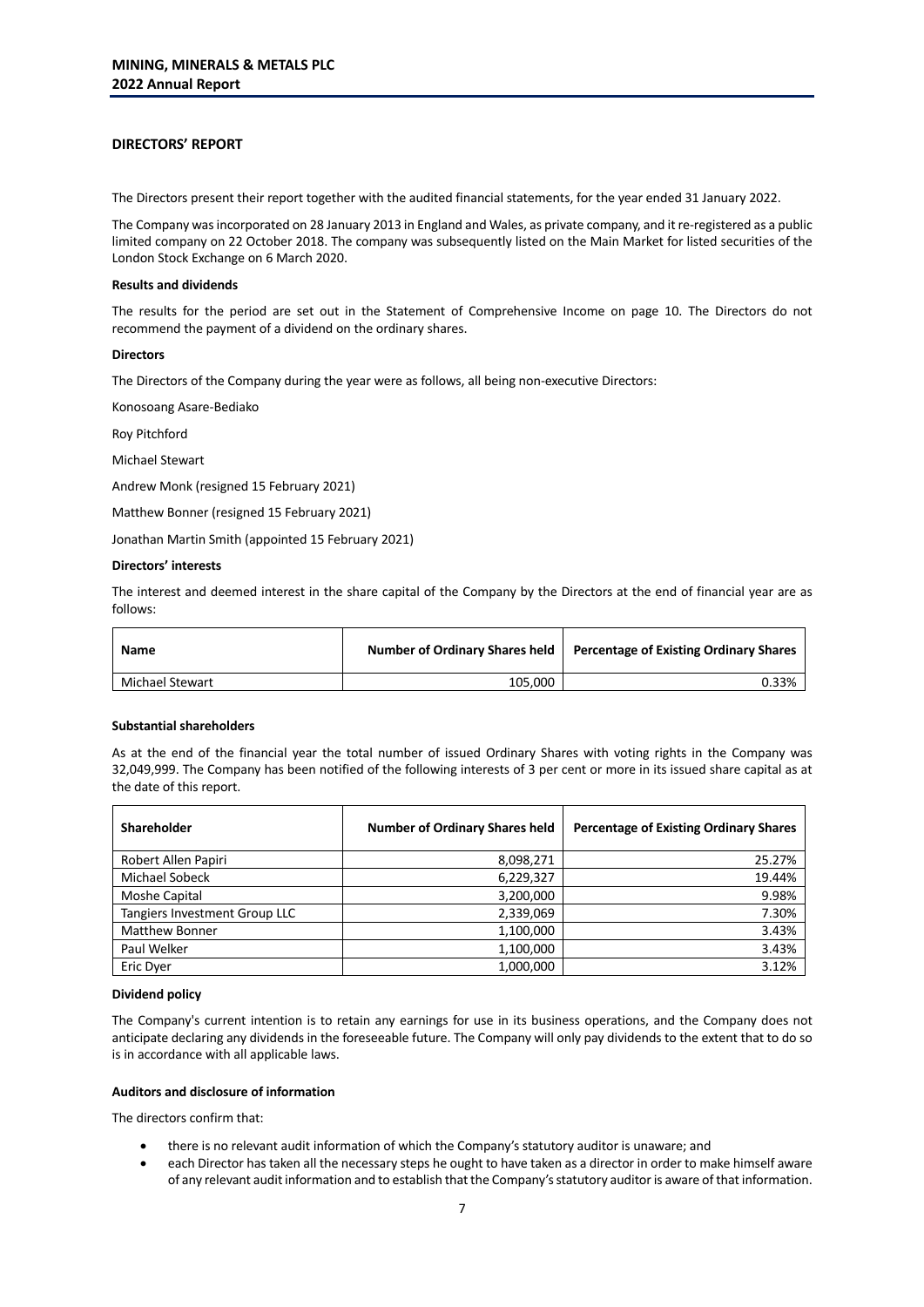## DIRECTORS' REPORT

The Directors present their report together with the audited financial statements, for the year ended 31 January 2022.

The Company was incorporated on 28 January 2013 in England and Wales, as private company, and it re-registered as a public limited company on 22 October 2018. The company was subsequently listed on the Main Market for listed securities of the London Stock Exchange on 6 March 2020.

**Results and dividends**

The results for the period are set out in the Statement of Comprehensive Income on page 10. The Directors do not recommend the payment of a dividend on the ordinary shares.

**Directors**

The Directors of the Company during the year were as follows, all being non-executive Directors:

Konosoang Asare-Bediako

Roy Pitchford

Michael Stewart

Andrew Monk (resigned 15 February 2021)

Matthew Bonner (resigned 15 February 2021)

Jonathan Martin Smith (appointed 15 February 2021)

**Directors' interests**

The interest and deemed interest in the share capital of the Company by the Directors at the end of financial year are as follows:

| Name | Number of Ordinary Shares held | Percentage of Existing Ordinary Shares |
|---|---|---|
| Michael Stewart | 105,000 | 0.33% |

**Substantial shareholders**

As at the end of the financial year the total number of issued Ordinary Shares with voting rights in the Company was 32,049,999. The Company has been notified of the following interests of 3 per cent or more in its issued share capital as at the date of this report.

| Shareholder | Number of Ordinary Shares held | Percentage of Existing Ordinary Shares |
|---|---|---|
| Robert Allen Papiri | 8,098,271 | 25.27% |
| Michael Sobeck | 6,229,327 | 19.44% |
| Moshe Capital | 3,200,000 | 9.98% |
| Tangiers Investment Group LLC | 2,339,069 | 7.30% |
| Matthew Bonner | 1,100,000 | 3.43% |
| Paul Welker | 1,100,000 | 3.43% |
| Eric Dyer | 1,000,000 | 3.12% |

**Dividend policy**

The Company's current intention is to retain any earnings for use in its business operations, and the Company does not anticipate declaring any dividends in the foreseeable future. The Company will only pay dividends to the extent that to do so is in accordance with all applicable laws.

**Auditors and disclosure of information**

The directors confirm that:

- there is no relevant audit information of which the Company's statutory auditor is unaware; and
- each Director has taken all the necessary steps he ought to have taken as a director in order to make himself aware of any relevant audit information and to establish that the Company's statutory auditor is aware of that information.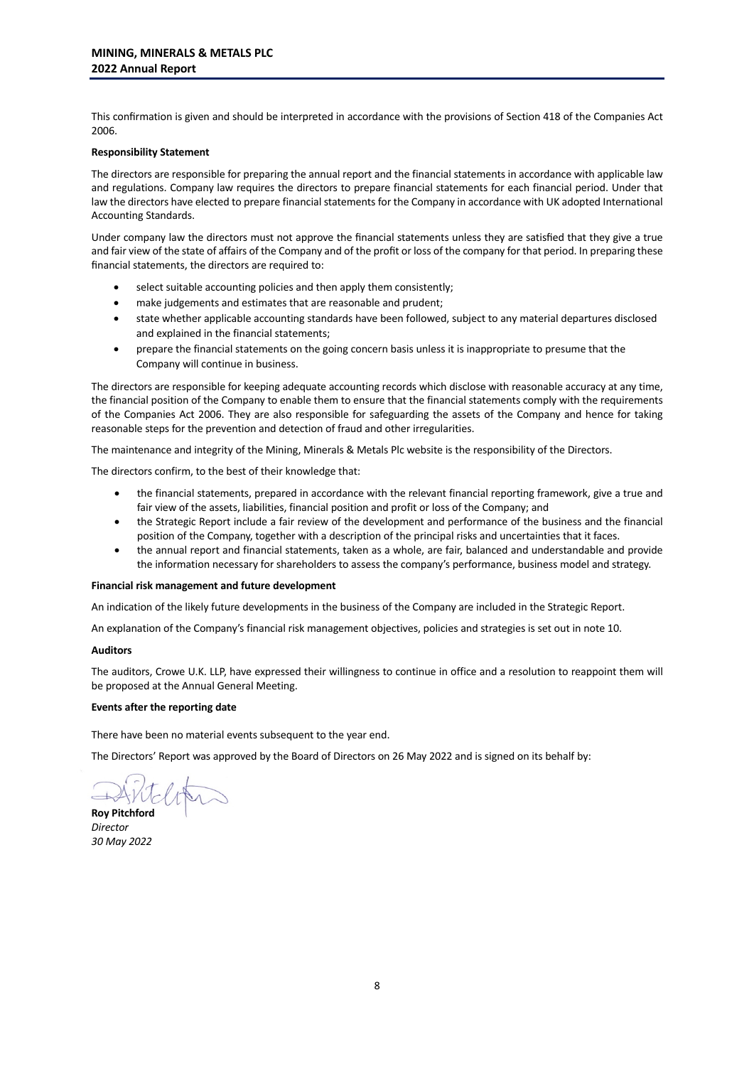This confirmation is given and should be interpreted in accordance with the provisions of Section 418 of the Companies Act 2006.

**Responsibility Statement**

The directors are responsible for preparing the annual report and the financial statements in accordance with applicable law and regulations. Company law requires the directors to prepare financial statements for each financial period. Under that law the directors have elected to prepare financial statements for the Company in accordance with UK adopted International Accounting Standards.

Under company law the directors must not approve the financial statements unless they are satisfied that they give a true and fair view of the state of affairs of the Company and of the profit or loss of the company for that period. In preparing these financial statements, the directors are required to:

- select suitable accounting policies and then apply them consistently;
- make judgements and estimates that are reasonable and prudent;
- state whether applicable accounting standards have been followed, subject to any material departures disclosed and explained in the financial statements;
- prepare the financial statements on the going concern basis unless it is inappropriate to presume that the Company will continue in business.

The directors are responsible for keeping adequate accounting records which disclose with reasonable accuracy at any time, the financial position of the Company to enable them to ensure that the financial statements comply with the requirements of the Companies Act 2006. They are also responsible for safeguarding the assets of the Company and hence for taking reasonable steps for the prevention and detection of fraud and other irregularities.

The maintenance and integrity of the Mining, Minerals & Metals Plc website is the responsibility of the Directors.

The directors confirm, to the best of their knowledge that:

- the financial statements, prepared in accordance with the relevant financial reporting framework, give a true and fair view of the assets, liabilities, financial position and profit or loss of the Company; and
- the Strategic Report include a fair review of the development and performance of the business and the financial position of the Company, together with a description of the principal risks and uncertainties that it faces.
- the annual report and financial statements, taken as a whole, are fair, balanced and understandable and provide the information necessary for shareholders to assess the company's performance, business model and strategy.

**Financial risk management and future development**

An indication of the likely future developments in the business of the Company are included in the Strategic Report.

An explanation of the Company's financial risk management objectives, policies and strategies is set out in note 10.

**Auditors**

The auditors, Crowe U.K. LLP, have expressed their willingness to continue in office and a resolution to reappoint them will be proposed at the Annual General Meeting.

**Events after the reporting date**

There have been no material events subsequent to the year end.

The Directors' Report was approved by the Board of Directors on 26 May 2022 and is signed on its behalf by:

**Roy Pitchford**
*Director*
*30 May 2022*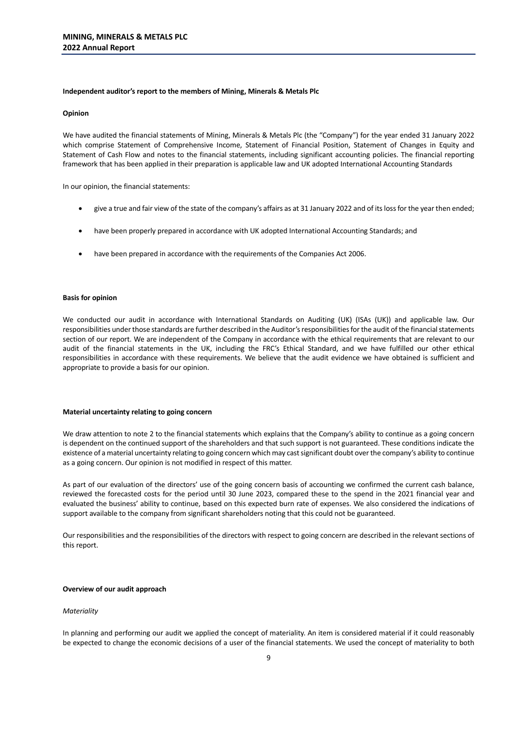## Independent auditor's report to the members of Mining, Minerals & Metals Plc

### Opinion

We have audited the financial statements of Mining, Minerals & Metals Plc (the "Company") for the year ended 31 January 2022 which comprise Statement of Comprehensive Income, Statement of Financial Position, Statement of Changes in Equity and Statement of Cash Flow and notes to the financial statements, including significant accounting policies. The financial reporting framework that has been applied in their preparation is applicable law and UK adopted International Accounting Standards

In our opinion, the financial statements:

- give a true and fair view of the state of the company's affairs as at 31 January 2022 and of its loss for the year then ended;
- have been properly prepared in accordance with UK adopted International Accounting Standards; and
- have been prepared in accordance with the requirements of the Companies Act 2006.

### Basis for opinion

We conducted our audit in accordance with International Standards on Auditing (UK) (ISAs (UK)) and applicable law. Our responsibilities under those standards are further described in the Auditor's responsibilities for the audit of the financial statements section of our report. We are independent of the Company in accordance with the ethical requirements that are relevant to our audit of the financial statements in the UK, including the FRC's Ethical Standard, and we have fulfilled our other ethical responsibilities in accordance with these requirements. We believe that the audit evidence we have obtained is sufficient and appropriate to provide a basis for our opinion.

### Material uncertainty relating to going concern

We draw attention to note 2 to the financial statements which explains that the Company's ability to continue as a going concern is dependent on the continued support of the shareholders and that such support is not guaranteed. These conditions indicate the existence of a material uncertainty relating to going concern which may cast significant doubt over the company's ability to continue as a going concern. Our opinion is not modified in respect of this matter.

As part of our evaluation of the directors' use of the going concern basis of accounting we confirmed the current cash balance, reviewed the forecasted costs for the period until 30 June 2023, compared these to the spend in the 2021 financial year and evaluated the business' ability to continue, based on this expected burn rate of expenses. We also considered the indications of support available to the company from significant shareholders noting that this could not be guaranteed.

Our responsibilities and the responsibilities of the directors with respect to going concern are described in the relevant sections of this report.

### Overview of our audit approach

*Materiality*

In planning and performing our audit we applied the concept of materiality. An item is considered material if it could reasonably be expected to change the economic decisions of a user of the financial statements. We used the concept of materiality to both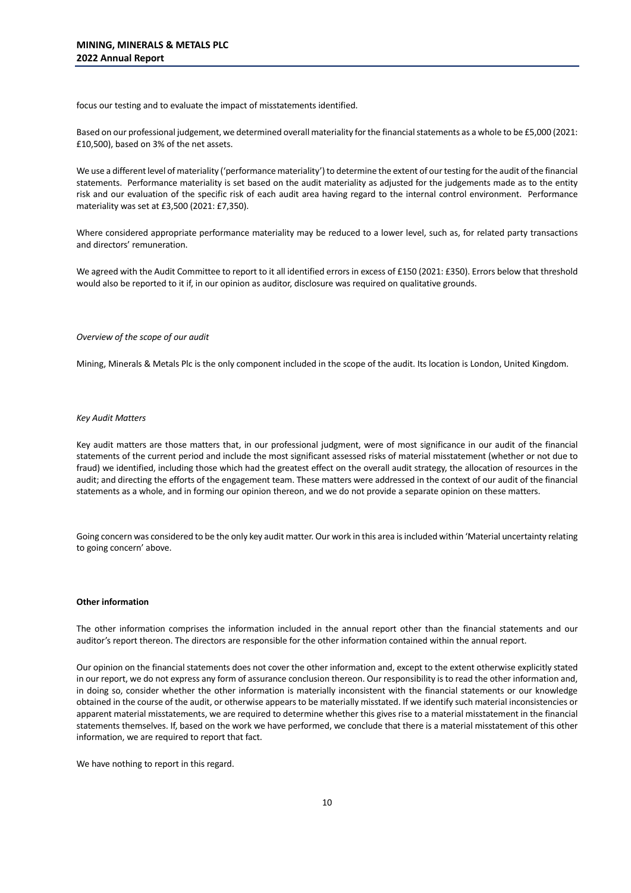focus our testing and to evaluate the impact of misstatements identified.

Based on our professional judgement, we determined overall materiality for the financial statements as a whole to be £5,000 (2021: £10,500), based on 3% of the net assets.

We use a different level of materiality ('performance materiality') to determine the extent of our testing for the audit of the financial statements. Performance materiality is set based on the audit materiality as adjusted for the judgements made as to the entity risk and our evaluation of the specific risk of each audit area having regard to the internal control environment. Performance materiality was set at £3,500 (2021: £7,350).

Where considered appropriate performance materiality may be reduced to a lower level, such as, for related party transactions and directors' remuneration.

We agreed with the Audit Committee to report to it all identified errors in excess of £150 (2021: £350). Errors below that threshold would also be reported to it if, in our opinion as auditor, disclosure was required on qualitative grounds.

*Overview of the scope of our audit*

Mining, Minerals & Metals Plc is the only component included in the scope of the audit. Its location is London, United Kingdom.

*Key Audit Matters*

Key audit matters are those matters that, in our professional judgment, were of most significance in our audit of the financial statements of the current period and include the most significant assessed risks of material misstatement (whether or not due to fraud) we identified, including those which had the greatest effect on the overall audit strategy, the allocation of resources in the audit; and directing the efforts of the engagement team. These matters were addressed in the context of our audit of the financial statements as a whole, and in forming our opinion thereon, and we do not provide a separate opinion on these matters.

Going concern was considered to be the only key audit matter. Our work in this area is included within 'Material uncertainty relating to going concern' above.

**Other information**

The other information comprises the information included in the annual report other than the financial statements and our auditor's report thereon. The directors are responsible for the other information contained within the annual report.

Our opinion on the financial statements does not cover the other information and, except to the extent otherwise explicitly stated in our report, we do not express any form of assurance conclusion thereon. Our responsibility is to read the other information and, in doing so, consider whether the other information is materially inconsistent with the financial statements or our knowledge obtained in the course of the audit, or otherwise appears to be materially misstated. If we identify such material inconsistencies or apparent material misstatements, we are required to determine whether this gives rise to a material misstatement in the financial statements themselves. If, based on the work we have performed, we conclude that there is a material misstatement of this other information, we are required to report that fact.

We have nothing to report in this regard.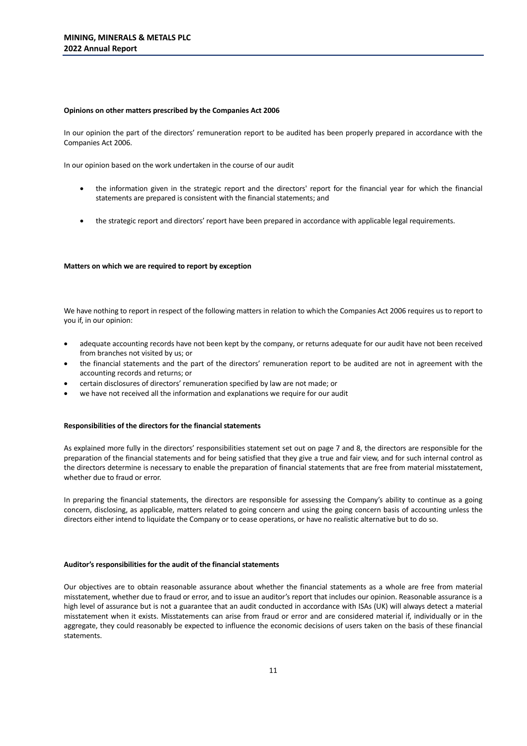**Opinions on other matters prescribed by the Companies Act 2006**

In our opinion the part of the directors' remuneration report to be audited has been properly prepared in accordance with the Companies Act 2006.

In our opinion based on the work undertaken in the course of our audit

- the information given in the strategic report and the directors' report for the financial year for which the financial statements are prepared is consistent with the financial statements; and
- the strategic report and directors' report have been prepared in accordance with applicable legal requirements.

**Matters on which we are required to report by exception**

We have nothing to report in respect of the following matters in relation to which the Companies Act 2006 requires us to report to you if, in our opinion:

- adequate accounting records have not been kept by the company, or returns adequate for our audit have not been received from branches not visited by us; or
- the financial statements and the part of the directors' remuneration report to be audited are not in agreement with the accounting records and returns; or
- certain disclosures of directors' remuneration specified by law are not made; or
- we have not received all the information and explanations we require for our audit

**Responsibilities of the directors for the financial statements**

As explained more fully in the directors' responsibilities statement set out on page 7 and 8, the directors are responsible for the preparation of the financial statements and for being satisfied that they give a true and fair view, and for such internal control as the directors determine is necessary to enable the preparation of financial statements that are free from material misstatement, whether due to fraud or error.

In preparing the financial statements, the directors are responsible for assessing the Company's ability to continue as a going concern, disclosing, as applicable, matters related to going concern and using the going concern basis of accounting unless the directors either intend to liquidate the Company or to cease operations, or have no realistic alternative but to do so.

**Auditor's responsibilities for the audit of the financial statements**

Our objectives are to obtain reasonable assurance about whether the financial statements as a whole are free from material misstatement, whether due to fraud or error, and to issue an auditor's report that includes our opinion. Reasonable assurance is a high level of assurance but is not a guarantee that an audit conducted in accordance with ISAs (UK) will always detect a material misstatement when it exists. Misstatements can arise from fraud or error and are considered material if, individually or in the aggregate, they could reasonably be expected to influence the economic decisions of users taken on the basis of these financial statements.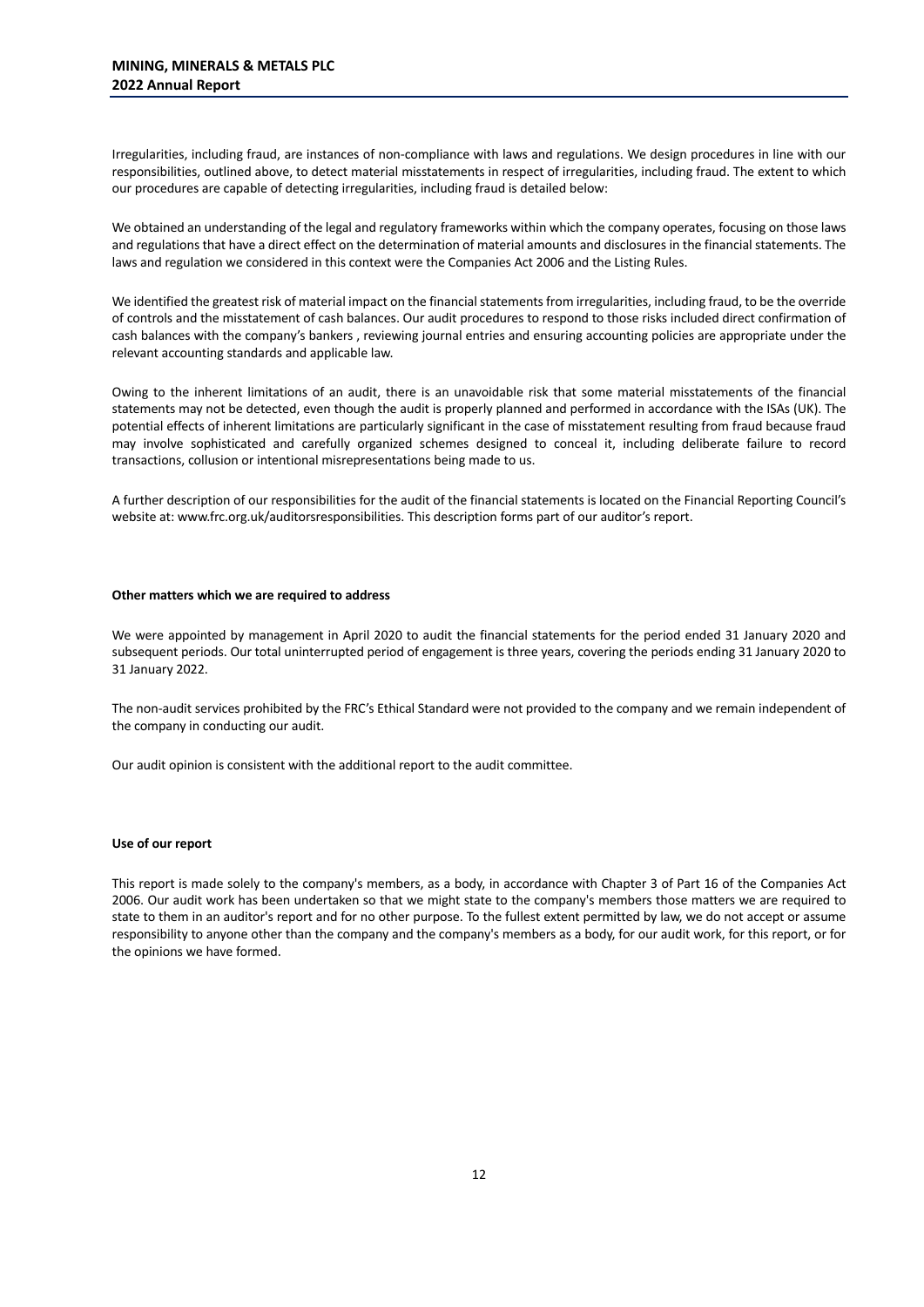Irregularities, including fraud, are instances of non-compliance with laws and regulations. We design procedures in line with our responsibilities, outlined above, to detect material misstatements in respect of irregularities, including fraud. The extent to which our procedures are capable of detecting irregularities, including fraud is detailed below:

We obtained an understanding of the legal and regulatory frameworks within which the company operates, focusing on those laws and regulations that have a direct effect on the determination of material amounts and disclosures in the financial statements. The laws and regulation we considered in this context were the Companies Act 2006 and the Listing Rules.

We identified the greatest risk of material impact on the financial statements from irregularities, including fraud, to be the override of controls and the misstatement of cash balances. Our audit procedures to respond to those risks included direct confirmation of cash balances with the company's bankers , reviewing journal entries and ensuring accounting policies are appropriate under the relevant accounting standards and applicable law.

Owing to the inherent limitations of an audit, there is an unavoidable risk that some material misstatements of the financial statements may not be detected, even though the audit is properly planned and performed in accordance with the ISAs (UK). The potential effects of inherent limitations are particularly significant in the case of misstatement resulting from fraud because fraud may involve sophisticated and carefully organized schemes designed to conceal it, including deliberate failure to record transactions, collusion or intentional misrepresentations being made to us.

A further description of our responsibilities for the audit of the financial statements is located on the Financial Reporting Council's website at: www.frc.org.uk/auditorsresponsibilities. This description forms part of our auditor's report.

**Other matters which we are required to address**

We were appointed by management in April 2020 to audit the financial statements for the period ended 31 January 2020 and subsequent periods. Our total uninterrupted period of engagement is three years, covering the periods ending 31 January 2020 to 31 January 2022.

The non-audit services prohibited by the FRC's Ethical Standard were not provided to the company and we remain independent of the company in conducting our audit.

Our audit opinion is consistent with the additional report to the audit committee.

**Use of our report**

This report is made solely to the company's members, as a body, in accordance with Chapter 3 of Part 16 of the Companies Act 2006. Our audit work has been undertaken so that we might state to the company's members those matters we are required to state to them in an auditor's report and for no other purpose. To the fullest extent permitted by law, we do not accept or assume responsibility to anyone other than the company and the company's members as a body, for our audit work, for this report, or for the opinions we have formed.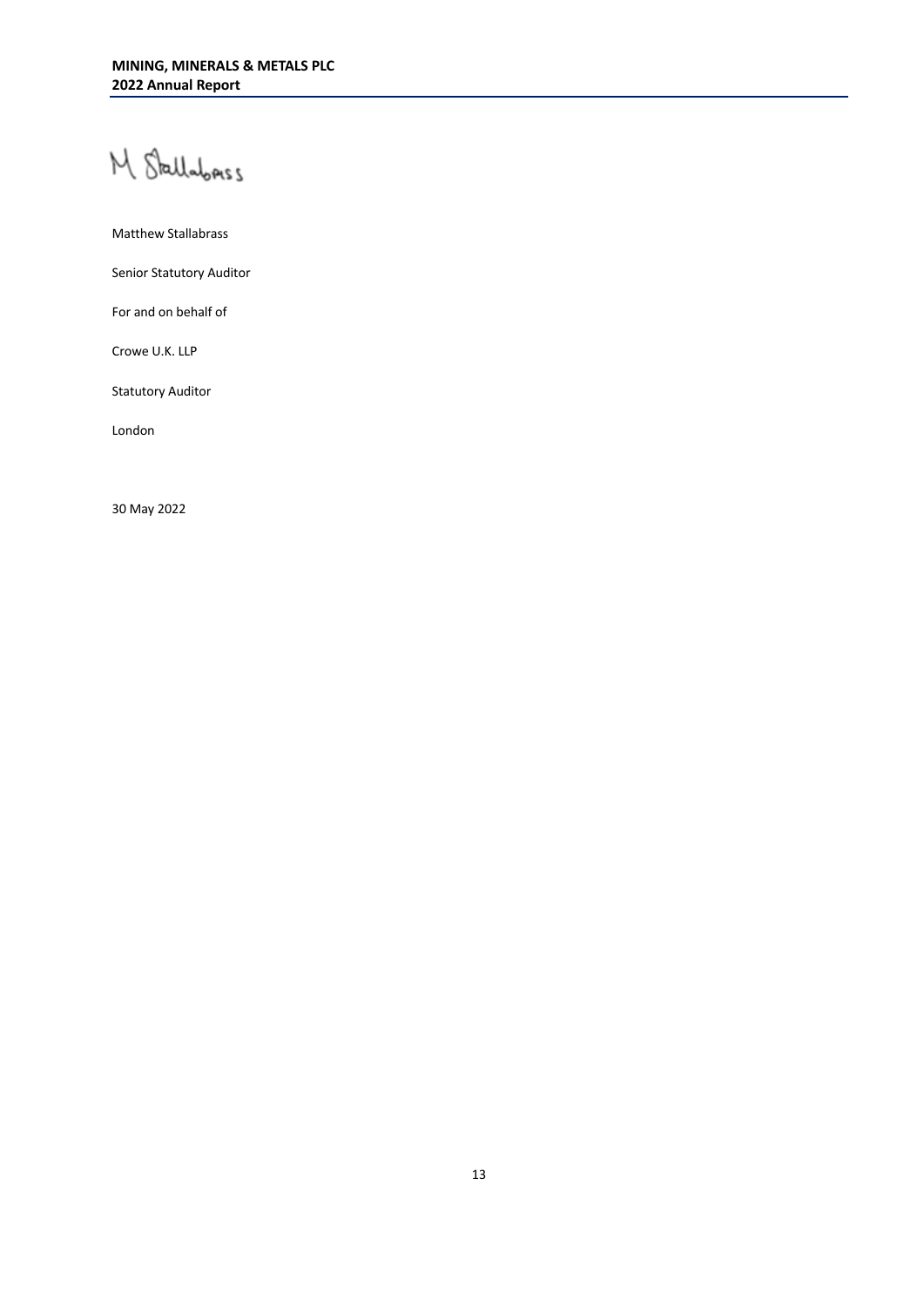M Stallabrass

Matthew Stallabrass

Senior Statutory Auditor

For and on behalf of

Crowe U.K. LLP

Statutory Auditor

London

30 May 2022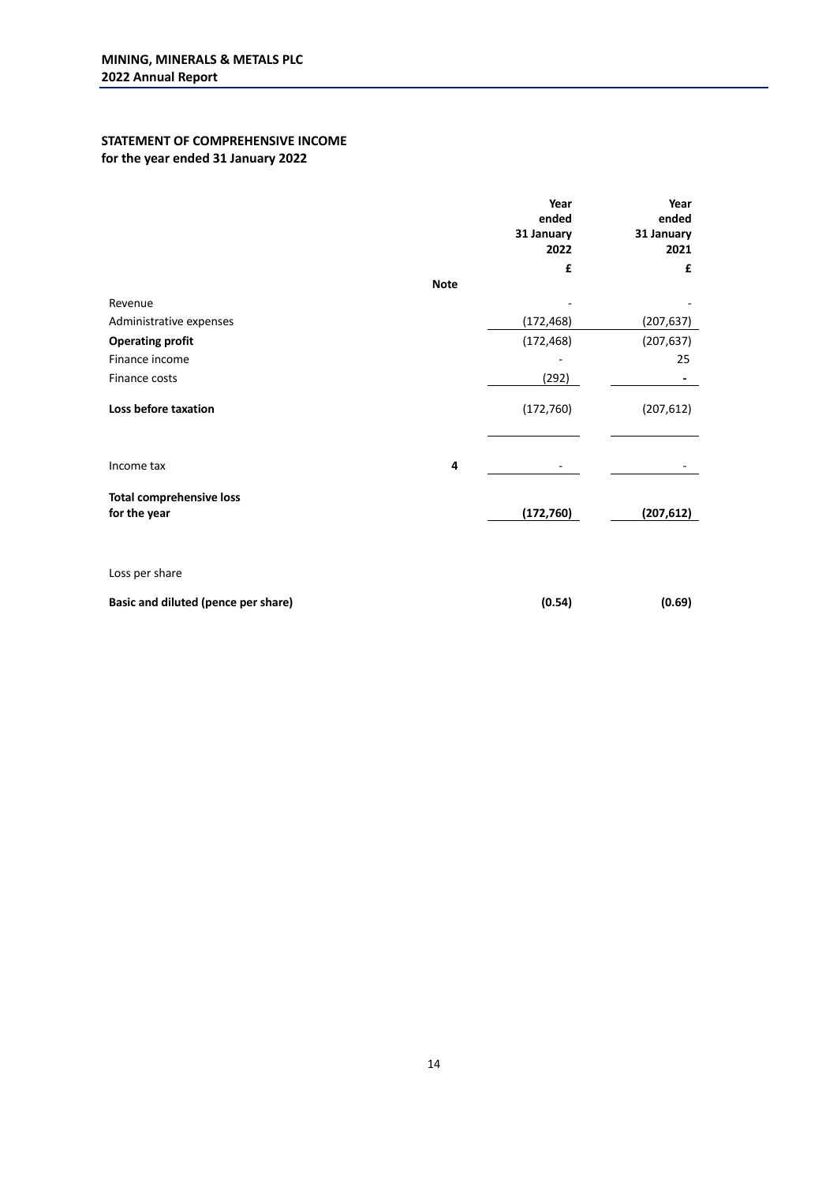## STATEMENT OF COMPREHENSIVE INCOME
**for the year ended 31 January 2022**

| | Note | Year ended 31 January 2022 £ | Year ended 31 January 2021 £ |
|---|---|---|---|
| Revenue | | - | - |
| Administrative expenses | | (172,468) | (207,637) |
| **Operating profit** | | (172,468) | (207,637) |
| Finance income | | - | 25 |
| Finance costs | | (292) | - |
| **Loss before taxation** | | (172,760) | (207,612) |
| Income tax | 4 | - | - |
| **Total comprehensive loss for the year** | | **(172,760)** | **(207,612)** |
| Loss per share | | | |
| **Basic and diluted (pence per share)** | | **(0.54)** | **(0.69)** |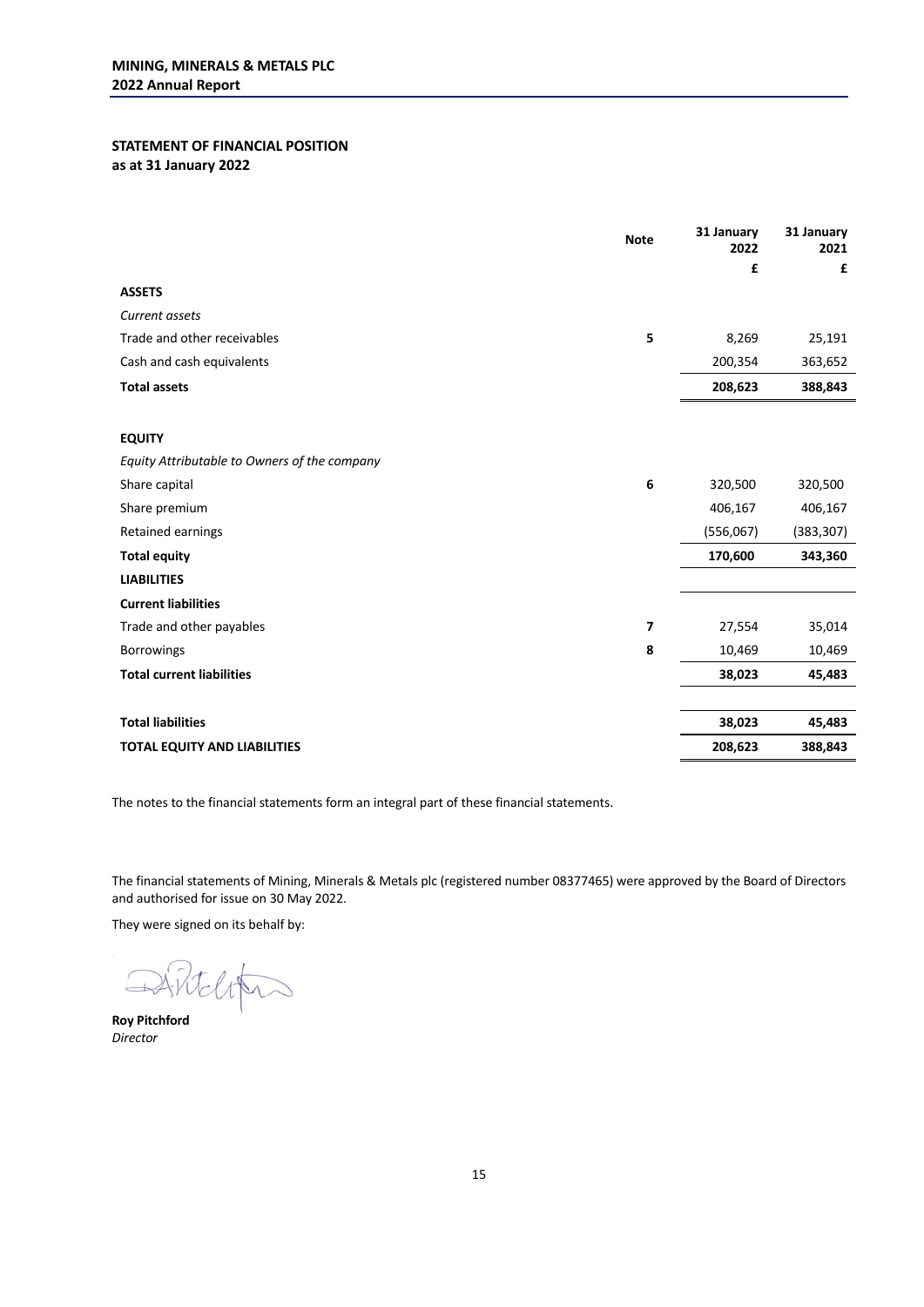## STATEMENT OF FINANCIAL POSITION
**as at 31 January 2022**

| | Note | 31 January 2022 | 31 January 2021 |
|---|---|---|---|
| | | £ | £ |
| **ASSETS** | | | |
| *Current assets* | | | |
| Trade and other receivables | 5 | 8,269 | 25,191 |
| Cash and cash equivalents | | 200,354 | 363,652 |
| **Total assets** | | **208,623** | **388,843** |
| | | | |
| **EQUITY** | | | |
| *Equity Attributable to Owners of the company* | | | |
| Share capital | 6 | 320,500 | 320,500 |
| Share premium | | 406,167 | 406,167 |
| Retained earnings | | (556,067) | (383,307) |
| **Total equity** | | **170,600** | **343,360** |
| **LIABILITIES** | | | |
| **Current liabilities** | | | |
| Trade and other payables | 7 | 27,554 | 35,014 |
| Borrowings | 8 | 10,469 | 10,469 |
| **Total current liabilities** | | **38,023** | **45,483** |
| | | | |
| **Total liabilities** | | **38,023** | **45,483** |
| **TOTAL EQUITY AND LIABILITIES** | | **208,623** | **388,843** |

The notes to the financial statements form an integral part of these financial statements.

The financial statements of Mining, Minerals & Metals plc (registered number 08377465) were approved by the Board of Directors and authorised for issue on 30 May 2022.

They were signed on its behalf by:

**Roy Pitchford**
*Director*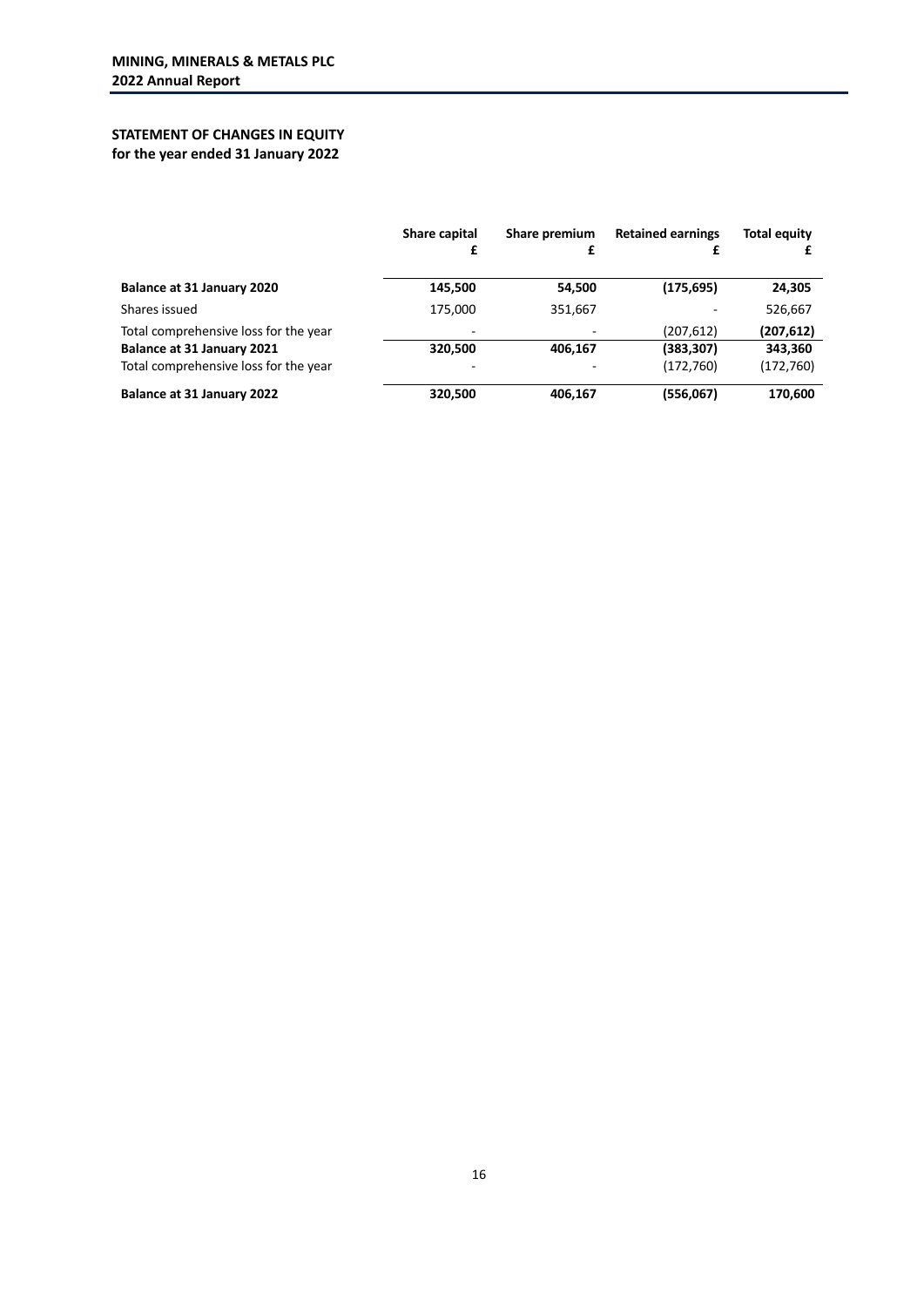## STATEMENT OF CHANGES IN EQUITY
**for the year ended 31 January 2022**

| | Share capital £ | Share premium £ | Retained earnings £ | Total equity £ |
|---|---|---|---|---|
| **Balance at 31 January 2020** | **145,500** | **54,500** | **(175,695)** | **24,305** |
| Shares issued | 175,000 | 351,667 | - | 526,667 |
| Total comprehensive loss for the year | - | - | (207,612) | **(207,612)** |
| **Balance at 31 January 2021** | **320,500** | **406,167** | **(383,307)** | **343,360** |
| Total comprehensive loss for the year | - | - | (172,760) | (172,760) |
| **Balance at 31 January 2022** | **320,500** | **406,167** | **(556,067)** | **170,600** |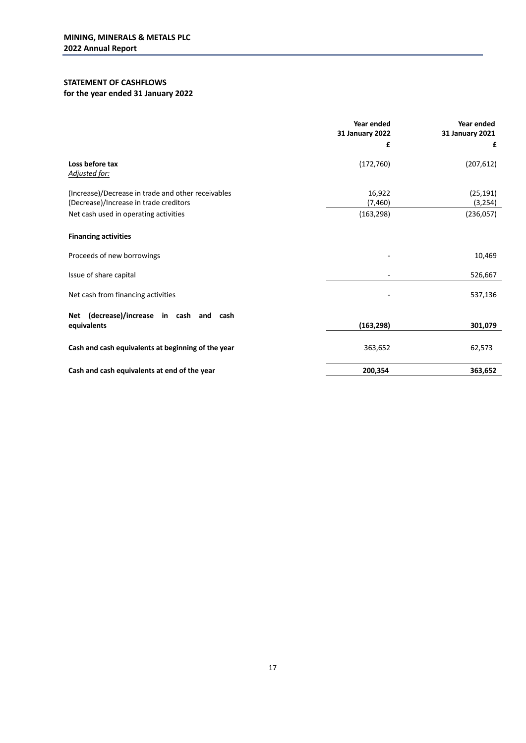## STATEMENT OF CASHFLOWS
**for the year ended 31 January 2022**

| | Year ended 31 January 2022 | Year ended 31 January 2021 |
|---|---|---|
| | **£** | **£** |
| **Loss before tax** | (172,760) | (207,612) |
| *Adjusted for:* | | |
| (Increase)/Decrease in trade and other receivables | 16,922 | (25,191) |
| (Decrease)/Increase in trade creditors | (7,460) | (3,254) |
| Net cash used in operating activities | (163,298) | (236,057) |
| **Financing activities** | | |
| Proceeds of new borrowings | - | 10,469 |
| Issue of share capital | - | 526,667 |
| Net cash from financing activities | - | 537,136 |
| **Net (decrease)/increase in cash and cash equivalents** | **(163,298)** | **301,079** |
| **Cash and cash equivalents at beginning of the year** | 363,652 | 62,573 |
| **Cash and cash equivalents at end of the year** | **200,354** | **363,652** |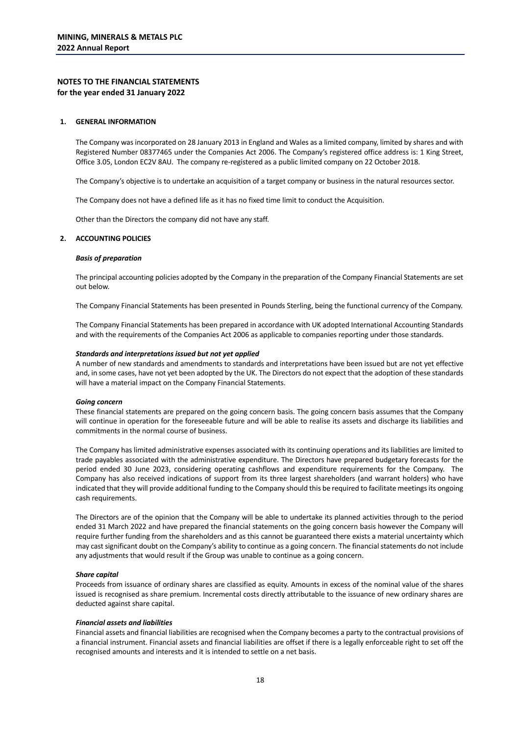## NOTES TO THE FINANCIAL STATEMENTS
**for the year ended 31 January 2022**

### 1. GENERAL INFORMATION

The Company was incorporated on 28 January 2013 in England and Wales as a limited company, limited by shares and with Registered Number 08377465 under the Companies Act 2006. The Company's registered office address is: 1 King Street, Office 3.05, London EC2V 8AU. The company re-registered as a public limited company on 22 October 2018.

The Company's objective is to undertake an acquisition of a target company or business in the natural resources sector.

The Company does not have a defined life as it has no fixed time limit to conduct the Acquisition.

Other than the Directors the company did not have any staff.

### 2. ACCOUNTING POLICIES

***Basis of preparation***

The principal accounting policies adopted by the Company in the preparation of the Company Financial Statements are set out below.

The Company Financial Statements has been presented in Pounds Sterling, being the functional currency of the Company.

The Company Financial Statements has been prepared in accordance with UK adopted International Accounting Standards and with the requirements of the Companies Act 2006 as applicable to companies reporting under those standards.

***Standards and interpretations issued but not yet applied***

A number of new standards and amendments to standards and interpretations have been issued but are not yet effective and, in some cases, have not yet been adopted by the UK. The Directors do not expect that the adoption of these standards will have a material impact on the Company Financial Statements.

***Going concern***

These financial statements are prepared on the going concern basis. The going concern basis assumes that the Company will continue in operation for the foreseeable future and will be able to realise its assets and discharge its liabilities and commitments in the normal course of business.

The Company has limited administrative expenses associated with its continuing operations and its liabilities are limited to trade payables associated with the administrative expenditure. The Directors have prepared budgetary forecasts for the period ended 30 June 2023, considering operating cashflows and expenditure requirements for the Company. The Company has also received indications of support from its three largest shareholders (and warrant holders) who have indicated that they will provide additional funding to the Company should this be required to facilitate meetings its ongoing cash requirements.

The Directors are of the opinion that the Company will be able to undertake its planned activities through to the period ended 31 March 2022 and have prepared the financial statements on the going concern basis however the Company will require further funding from the shareholders and as this cannot be guaranteed there exists a material uncertainty which may cast significant doubt on the Company's ability to continue as a going concern. The financial statements do not include any adjustments that would result if the Group was unable to continue as a going concern.

***Share capital***

Proceeds from issuance of ordinary shares are classified as equity. Amounts in excess of the nominal value of the shares issued is recognised as share premium. Incremental costs directly attributable to the issuance of new ordinary shares are deducted against share capital.

***Financial assets and liabilities***

Financial assets and financial liabilities are recognised when the Company becomes a party to the contractual provisions of a financial instrument. Financial assets and financial liabilities are offset if there is a legally enforceable right to set off the recognised amounts and interests and it is intended to settle on a net basis.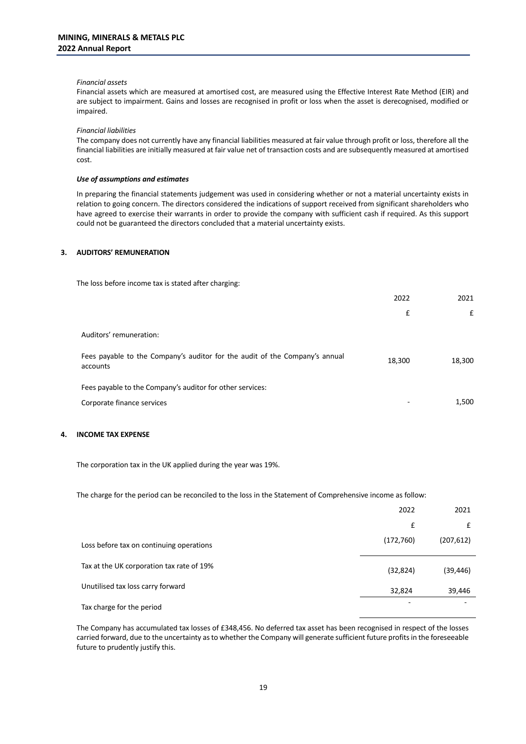*Financial assets*

Financial assets which are measured at amortised cost, are measured using the Effective Interest Rate Method (EIR) and are subject to impairment. Gains and losses are recognised in profit or loss when the asset is derecognised, modified or impaired.

*Financial liabilities*

The company does not currently have any financial liabilities measured at fair value through profit or loss, therefore all the financial liabilities are initially measured at fair value net of transaction costs and are subsequently measured at amortised cost.

***Use of assumptions and estimates***

In preparing the financial statements judgement was used in considering whether or not a material uncertainty exists in relation to going concern. The directors considered the indications of support received from significant shareholders who have agreed to exercise their warrants in order to provide the company with sufficient cash if required. As this support could not be guaranteed the directors concluded that a material uncertainty exists.

## 3. AUDITORS' REMUNERATION

The loss before income tax is stated after charging:

| | 2022 | 2021 |
|---|---|---|
| | £ | £ |
| Auditors' remuneration: | | |
| Fees payable to the Company's auditor for the audit of the Company's annual accounts | 18,300 | 18,300 |
| Fees payable to the Company's auditor for other services: | | |
| Corporate finance services | - | 1,500 |

## 4. INCOME TAX EXPENSE

The corporation tax in the UK applied during the year was 19%.

The charge for the period can be reconciled to the loss in the Statement of Comprehensive income as follow:

| | 2022 | 2021 |
|---|---|---|
| | £ | £ |
| Loss before tax on continuing operations | (172,760) | (207,612) |
| Tax at the UK corporation tax rate of 19% | (32,824) | (39,446) |
| Unutilised tax loss carry forward | 32,824 | 39,446 |
| Tax charge for the period | - | - |

The Company has accumulated tax losses of £348,456. No deferred tax asset has been recognised in respect of the losses carried forward, due to the uncertainty as to whether the Company will generate sufficient future profits in the foreseeable future to prudently justify this.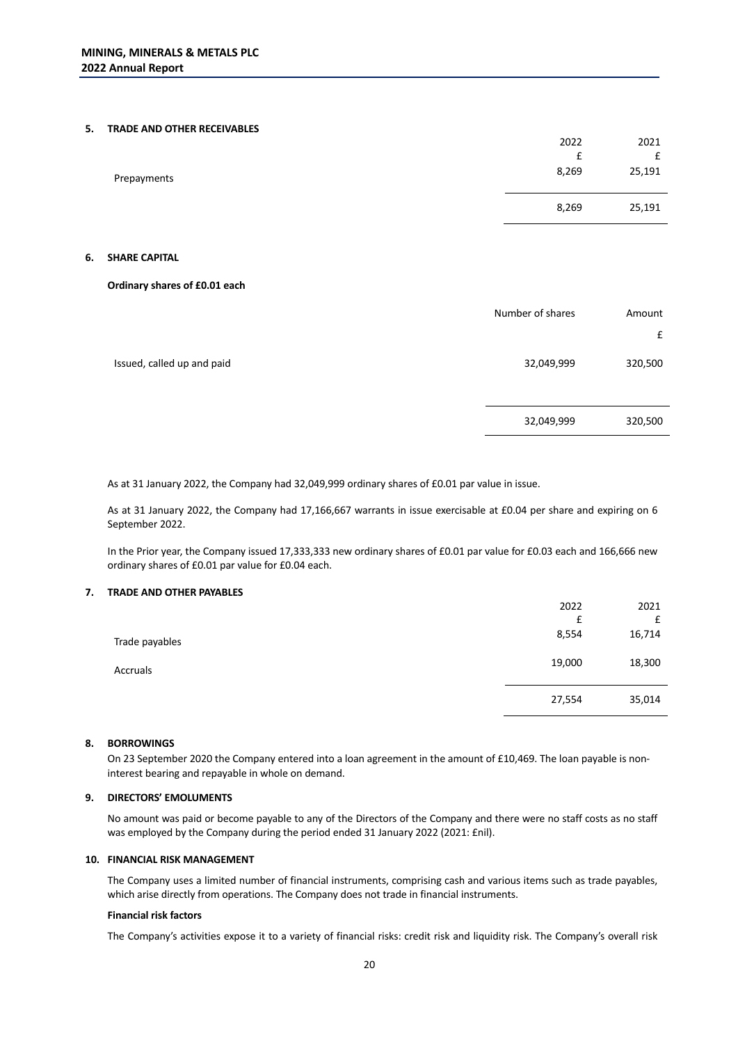### 5. TRADE AND OTHER RECEIVABLES

| | 2022 | 2021 |
|---|---|---|
| | £ | £ |
| Prepayments | 8,269 | 25,191 |
| | 8,269 | 25,191 |

### 6. SHARE CAPITAL

**Ordinary shares of £0.01 each**

| | Number of shares | Amount |
|---|---|---|
| | | £ |
| Issued, called up and paid | 32,049,999 | 320,500 |
| | 32,049,999 | 320,500 |

As at 31 January 2022, the Company had 32,049,999 ordinary shares of £0.01 par value in issue.

As at 31 January 2022, the Company had 17,166,667 warrants in issue exercisable at £0.04 per share and expiring on 6 September 2022.

In the Prior year, the Company issued 17,333,333 new ordinary shares of £0.01 par value for £0.03 each and 166,666 new ordinary shares of £0.01 par value for £0.04 each.

### 7. TRADE AND OTHER PAYABLES

| | 2022 | 2021 |
|---|---|---|
| | £ | £ |
| Trade payables | 8,554 | 16,714 |
| Accruals | 19,000 | 18,300 |
| | 27,554 | 35,014 |

### 8. BORROWINGS

On 23 September 2020 the Company entered into a loan agreement in the amount of £10,469. The loan payable is non-interest bearing and repayable in whole on demand.

### 9. DIRECTORS' EMOLUMENTS

No amount was paid or become payable to any of the Directors of the Company and there were no staff costs as no staff was employed by the Company during the period ended 31 January 2022 (2021: £nil).

### 10. FINANCIAL RISK MANAGEMENT

The Company uses a limited number of financial instruments, comprising cash and various items such as trade payables, which arise directly from operations. The Company does not trade in financial instruments.

**Financial risk factors**

The Company's activities expose it to a variety of financial risks: credit risk and liquidity risk. The Company's overall risk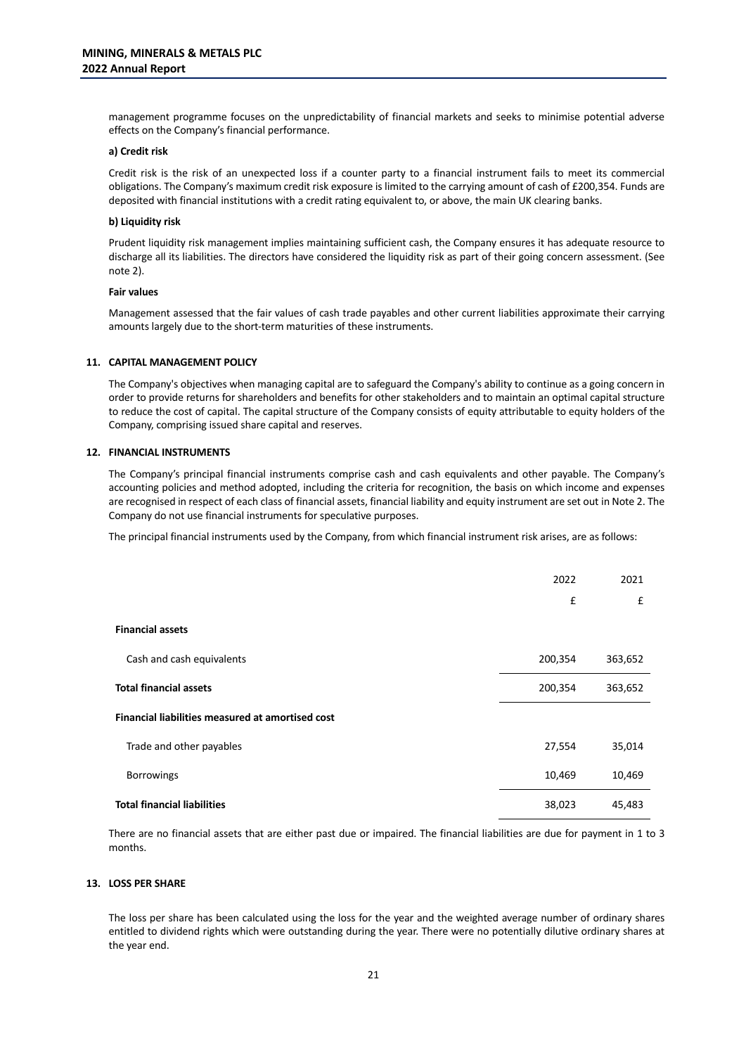management programme focuses on the unpredictability of financial markets and seeks to minimise potential adverse effects on the Company's financial performance.

**a) Credit risk**

Credit risk is the risk of an unexpected loss if a counter party to a financial instrument fails to meet its commercial obligations. The Company's maximum credit risk exposure is limited to the carrying amount of cash of £200,354. Funds are deposited with financial institutions with a credit rating equivalent to, or above, the main UK clearing banks.

**b) Liquidity risk**

Prudent liquidity risk management implies maintaining sufficient cash, the Company ensures it has adequate resource to discharge all its liabilities. The directors have considered the liquidity risk as part of their going concern assessment. (See note 2).

**Fair values**

Management assessed that the fair values of cash trade payables and other current liabilities approximate their carrying amounts largely due to the short-term maturities of these instruments.

## 11. CAPITAL MANAGEMENT POLICY

The Company's objectives when managing capital are to safeguard the Company's ability to continue as a going concern in order to provide returns for shareholders and benefits for other stakeholders and to maintain an optimal capital structure to reduce the cost of capital. The capital structure of the Company consists of equity attributable to equity holders of the Company, comprising issued share capital and reserves.

## 12. FINANCIAL INSTRUMENTS

The Company's principal financial instruments comprise cash and cash equivalents and other payable. The Company's accounting policies and method adopted, including the criteria for recognition, the basis on which income and expenses are recognised in respect of each class of financial assets, financial liability and equity instrument are set out in Note 2. The Company do not use financial instruments for speculative purposes.

The principal financial instruments used by the Company, from which financial instrument risk arises, are as follows:

| | 2022 | 2021 |
|---|---|---|
| | £ | £ |
| **Financial assets** | | |
| Cash and cash equivalents | 200,354 | 363,652 |
| **Total financial assets** | 200,354 | 363,652 |
| **Financial liabilities measured at amortised cost** | | |
| Trade and other payables | 27,554 | 35,014 |
| Borrowings | 10,469 | 10,469 |
| **Total financial liabilities** | 38,023 | 45,483 |

There are no financial assets that are either past due or impaired. The financial liabilities are due for payment in 1 to 3 months.

## 13. LOSS PER SHARE

The loss per share has been calculated using the loss for the year and the weighted average number of ordinary shares entitled to dividend rights which were outstanding during the year. There were no potentially dilutive ordinary shares at the year end.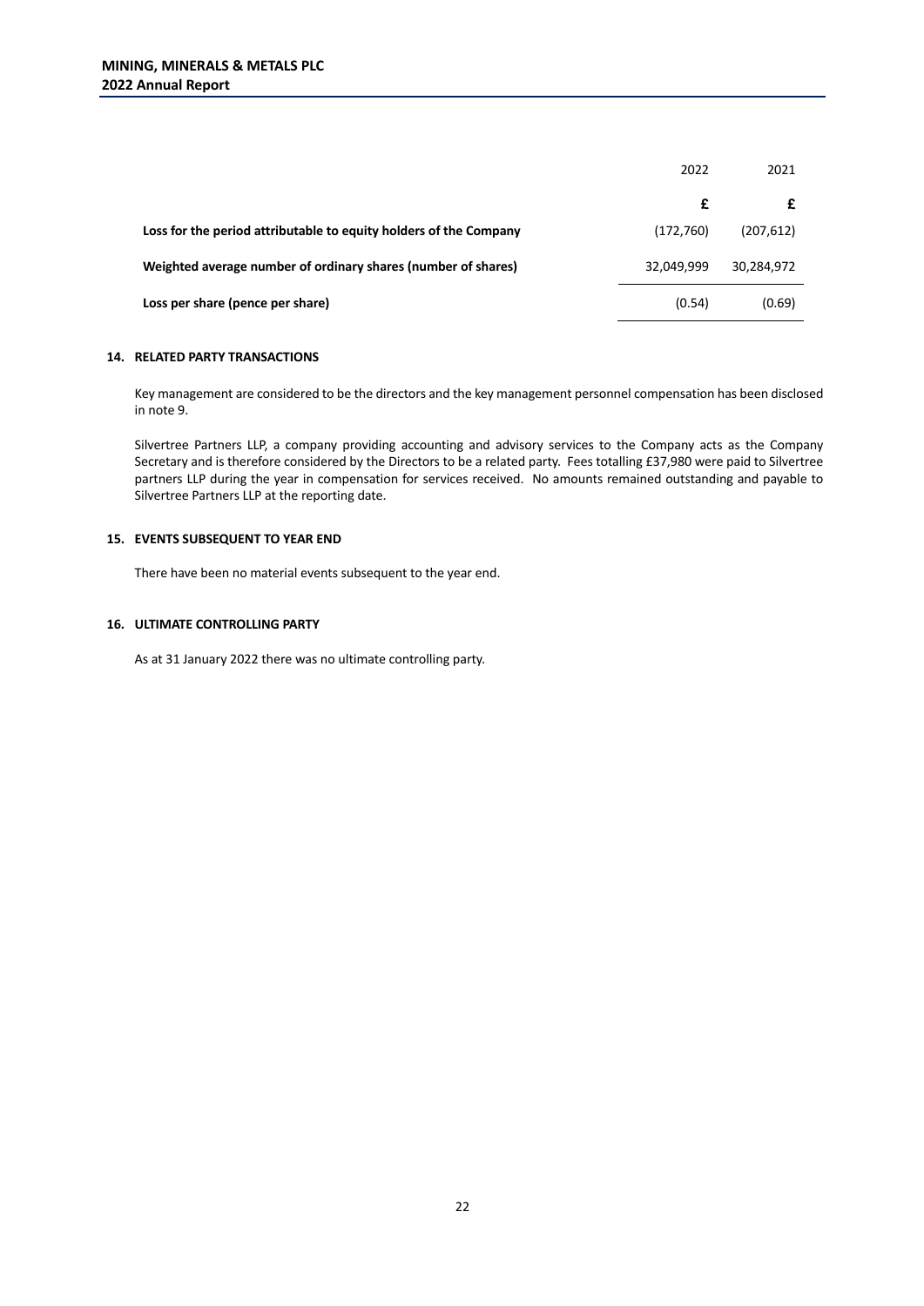| | 2022 | 2021 |
|---|---|---|
| | **£** | **£** |
| **Loss for the period attributable to equity holders of the Company** | (172,760) | (207,612) |
| **Weighted average number of ordinary shares (number of shares)** | 32,049,999 | 30,284,972 |
| **Loss per share (pence per share)** | (0.54) | (0.69) |

## 14. RELATED PARTY TRANSACTIONS

Key management are considered to be the directors and the key management personnel compensation has been disclosed in note 9.

Silvertree Partners LLP, a company providing accounting and advisory services to the Company acts as the Company Secretary and is therefore considered by the Directors to be a related party. Fees totalling £37,980 were paid to Silvertree partners LLP during the year in compensation for services received. No amounts remained outstanding and payable to Silvertree Partners LLP at the reporting date.

## 15. EVENTS SUBSEQUENT TO YEAR END

There have been no material events subsequent to the year end.

## 16. ULTIMATE CONTROLLING PARTY

As at 31 January 2022 there was no ultimate controlling party.